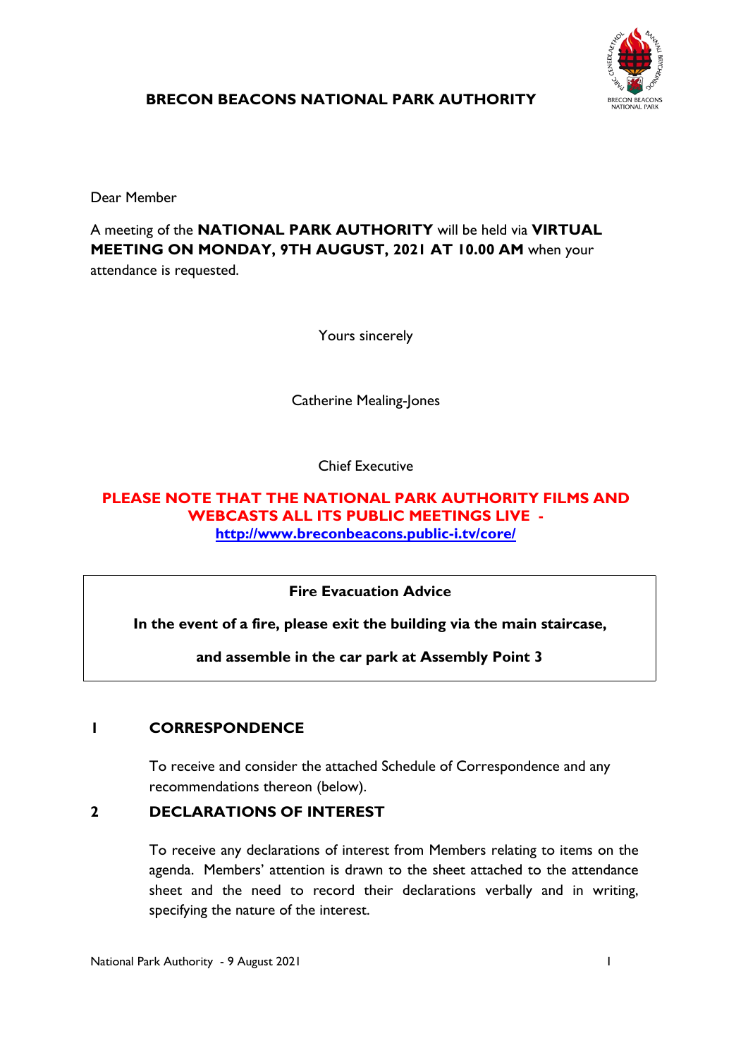# BRECON BEACONS NATIONAL PARK AUTHORITY

Dear Member

A meeting of the **NATIONAL PARK AUTHORITY** will be held via **VIRTUAL MEETING ON MONDAY, 9TH AUGUST, 2021 AT 10.00 AM** when your attendance is requested.

Yours sincerely

Catherine Mealing-Jones

Chief Executive

**PLEASE NOTE THAT THE NATIONAL PARK AUTHORITY FILMS AND WEBCASTS ALL ITS PUBLIC MEETINGS LIVE - http://www.breconbeacons.public-i.tv/core/**

**Fire Evacuation Advice**

**In the event of a fire, please exit the building via the main staircase,**

**and assemble in the car park at Assembly Point 3**

## 1 CORRESPONDENCE

To receive and consider the attached Schedule of Correspondence and any recommendations thereon (below).

## 2 DECLARATIONS OF INTEREST

To receive any declarations of interest from Members relating to items on the agenda. Members' attention is drawn to the sheet attached to the attendance sheet and the need to record their declarations verbally and in writing, specifying the nature of the interest.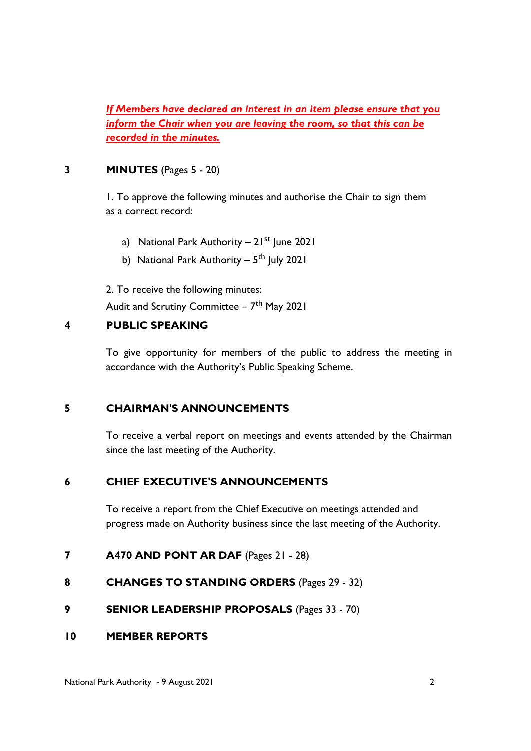***If Members have declared an interest in an item please ensure that you inform the Chair when you are leaving the room, so that this can be recorded in the minutes.***

**3 MINUTES** (Pages 5 - 20)

1. To approve the following minutes and authorise the Chair to sign them as a correct record:

   a) National Park Authority – 21st June 2021
   b) National Park Authority – 5th July 2021

2. To receive the following minutes:
   Audit and Scrutiny Committee – 7th May 2021

**4 PUBLIC SPEAKING**

To give opportunity for members of the public to address the meeting in accordance with the Authority's Public Speaking Scheme.

**5 CHAIRMAN'S ANNOUNCEMENTS**

To receive a verbal report on meetings and events attended by the Chairman since the last meeting of the Authority.

**6 CHIEF EXECUTIVE'S ANNOUNCEMENTS**

To receive a report from the Chief Executive on meetings attended and progress made on Authority business since the last meeting of the Authority.

**7 A470 AND PONT AR DAF** (Pages 21 - 28)

**8 CHANGES TO STANDING ORDERS** (Pages 29 - 32)

**9 SENIOR LEADERSHIP PROPOSALS** (Pages 33 - 70)

**10 MEMBER REPORTS**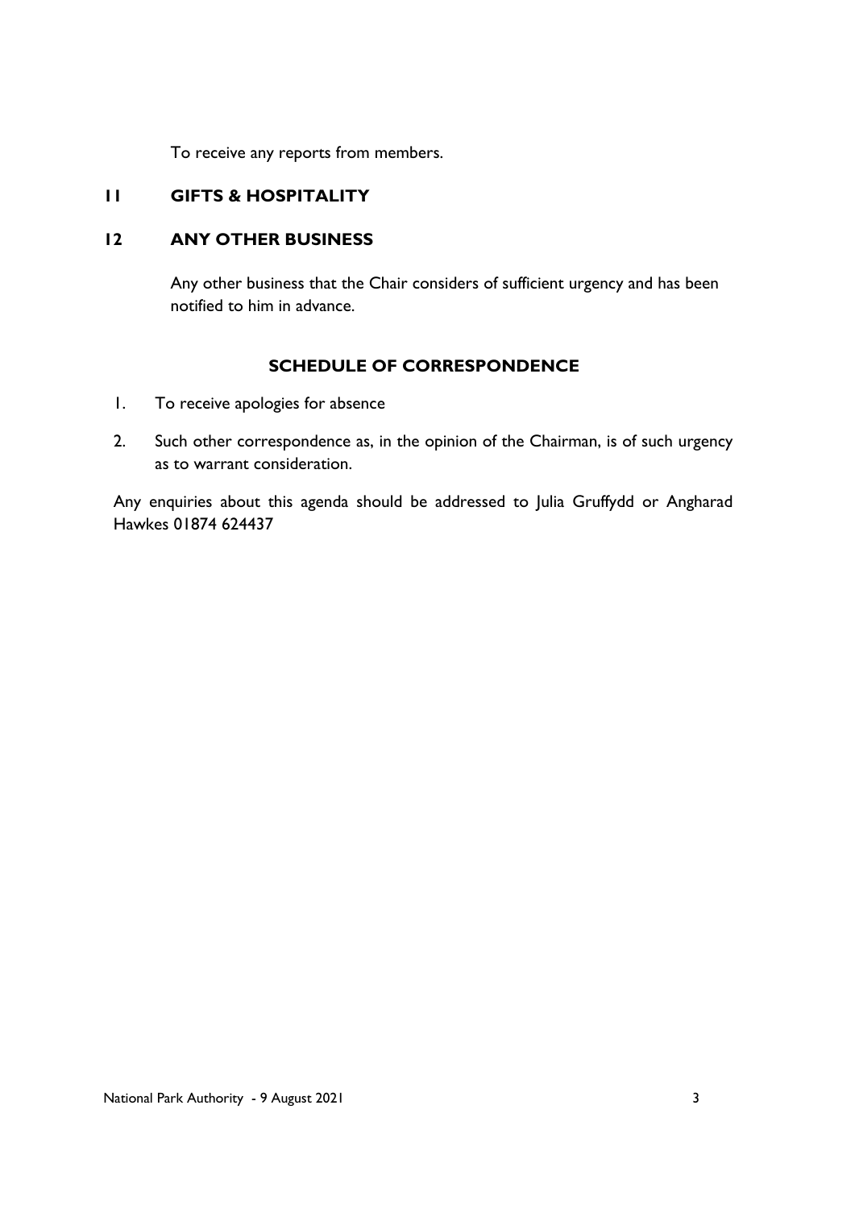To receive any reports from members.

## 11 GIFTS & HOSPITALITY

## 12 ANY OTHER BUSINESS

Any other business that the Chair considers of sufficient urgency and has been notified to him in advance.

## SCHEDULE OF CORRESPONDENCE

1. To receive apologies for absence
2. Such other correspondence as, in the opinion of the Chairman, is of such urgency as to warrant consideration.

Any enquiries about this agenda should be addressed to Julia Gruffydd or Angharad Hawkes 01874 624437